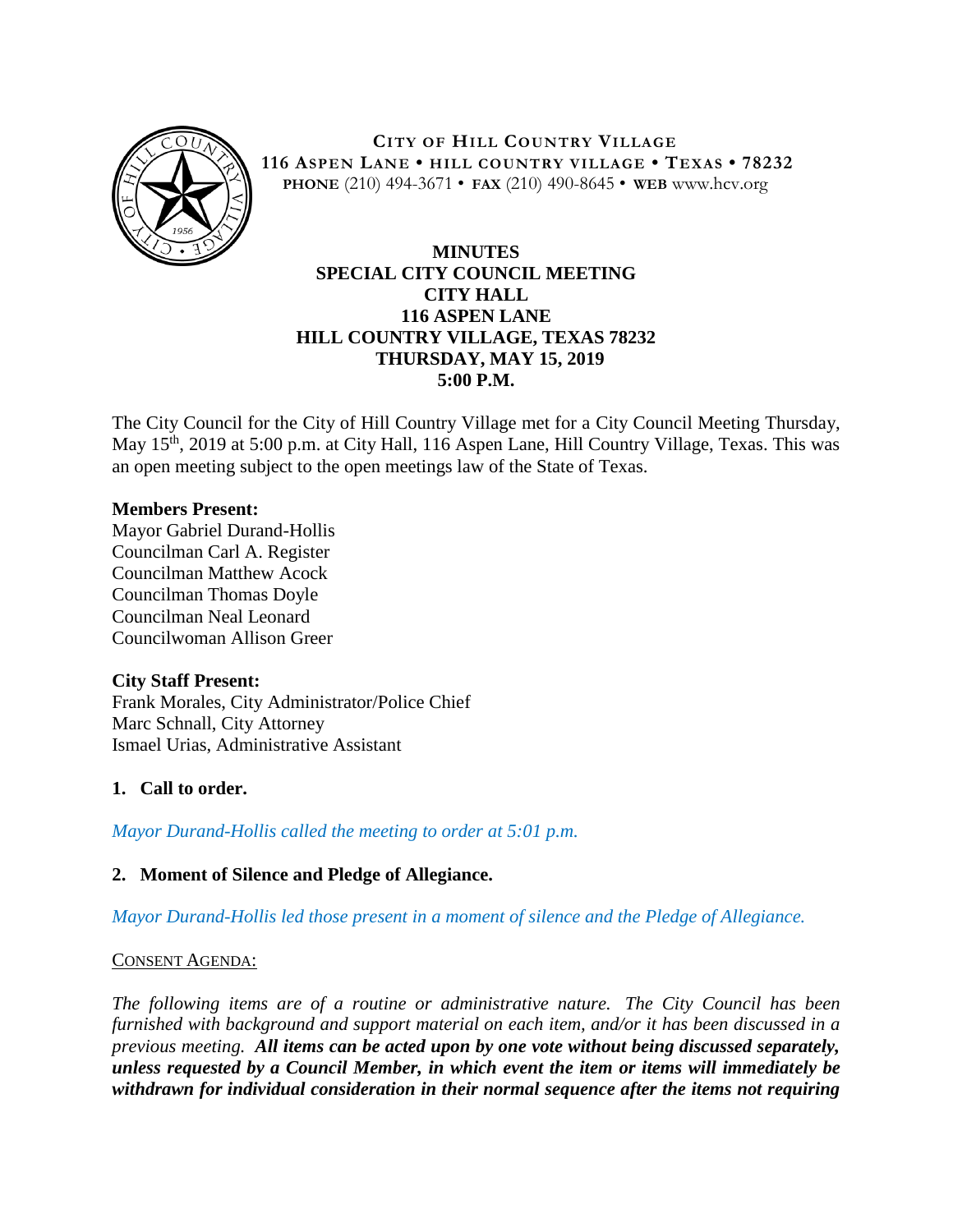**CITY OF HILL COUNTRY VILLAGE**
**116 ASPEN LANE • HILL COUNTRY VILLAGE • TEXAS • 78232**
**PHONE** (210) 494-3671 • **FAX** (210) 490-8645 • **WEB** www.hcv.org

# MINUTES
## SPECIAL CITY COUNCIL MEETING
## CITY HALL
## 116 ASPEN LANE
## HILL COUNTRY VILLAGE, TEXAS 78232
## THURSDAY, MAY 15, 2019
## 5:00 P.M.

The City Council for the City of Hill Country Village met for a City Council Meeting Thursday, May 15th, 2019 at 5:00 p.m. at City Hall, 116 Aspen Lane, Hill Country Village, Texas. This was an open meeting subject to the open meetings law of the State of Texas.

**Members Present:**
Mayor Gabriel Durand-Hollis
Councilman Carl A. Register
Councilman Matthew Acock
Councilman Thomas Doyle
Councilman Neal Leonard
Councilwoman Allison Greer

**City Staff Present:**
Frank Morales, City Administrator/Police Chief
Marc Schnall, City Attorney
Ismael Urias, Administrative Assistant

**1. Call to order.**

*Mayor Durand-Hollis called the meeting to order at 5:01 p.m.*

**2. Moment of Silence and Pledge of Allegiance.**

*Mayor Durand-Hollis led those present in a moment of silence and the Pledge of Allegiance.*

CONSENT AGENDA:

*The following items are of a routine or administrative nature. The City Council has been furnished with background and support material on each item, and/or it has been discussed in a previous meeting.* ***All items can be acted upon by one vote without being discussed separately, unless requested by a Council Member, in which event the item or items will immediately be withdrawn for individual consideration in their normal sequence after the items not requiring***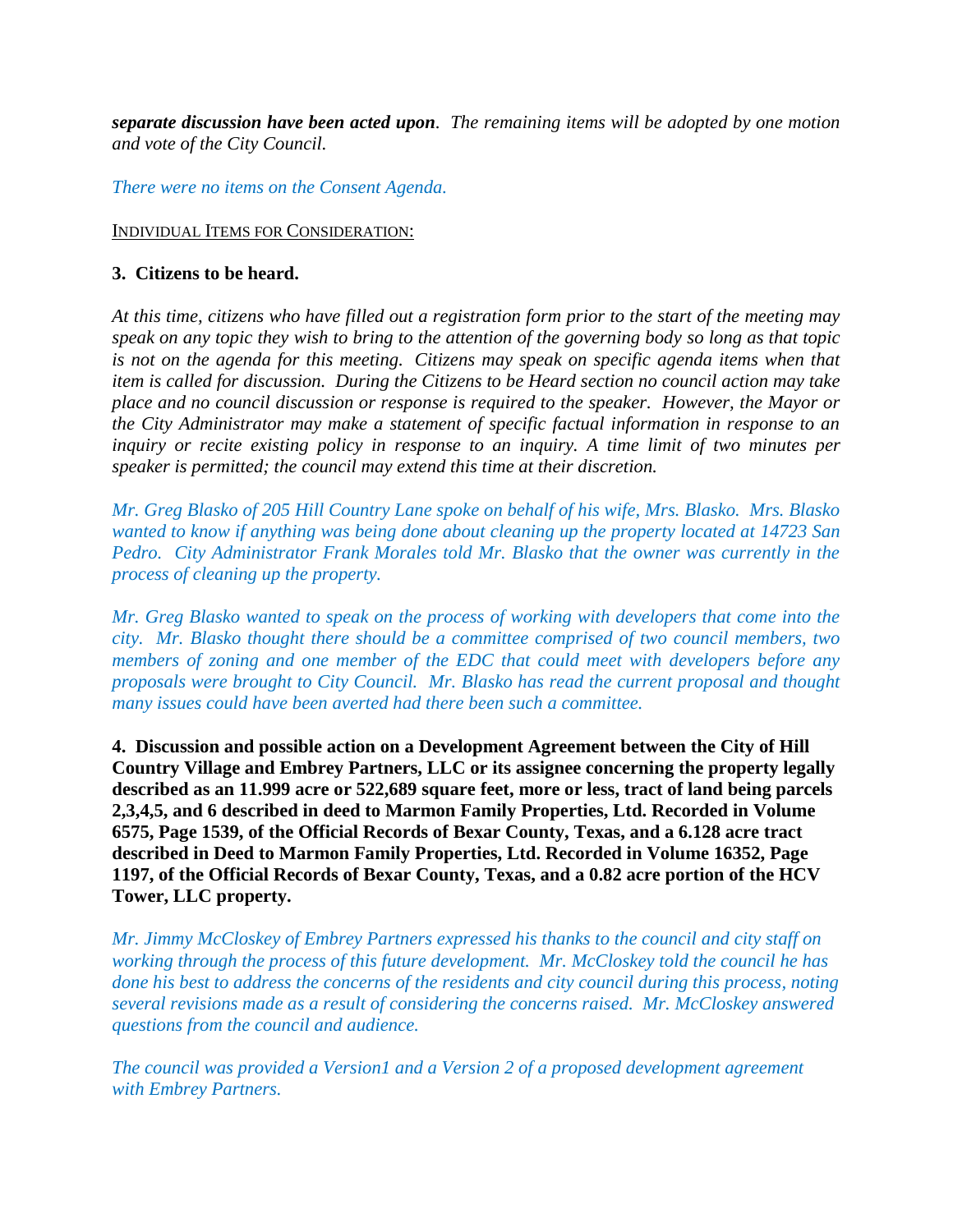***separate discussion have been acted upon***. *The remaining items will be adopted by one motion and vote of the City Council.*

*There were no items on the Consent Agenda.*

INDIVIDUAL ITEMS FOR CONSIDERATION:

**3. Citizens to be heard.**

*At this time, citizens who have filled out a registration form prior to the start of the meeting may speak on any topic they wish to bring to the attention of the governing body so long as that topic is not on the agenda for this meeting. Citizens may speak on specific agenda items when that item is called for discussion. During the Citizens to be Heard section no council action may take place and no council discussion or response is required to the speaker. However, the Mayor or the City Administrator may make a statement of specific factual information in response to an inquiry or recite existing policy in response to an inquiry. A time limit of two minutes per speaker is permitted; the council may extend this time at their discretion.*

*Mr. Greg Blasko of 205 Hill Country Lane spoke on behalf of his wife, Mrs. Blasko. Mrs. Blasko wanted to know if anything was being done about cleaning up the property located at 14723 San Pedro. City Administrator Frank Morales told Mr. Blasko that the owner was currently in the process of cleaning up the property.*

*Mr. Greg Blasko wanted to speak on the process of working with developers that come into the city. Mr. Blasko thought there should be a committee comprised of two council members, two members of zoning and one member of the EDC that could meet with developers before any proposals were brought to City Council. Mr. Blasko has read the current proposal and thought many issues could have been averted had there been such a committee.*

**4. Discussion and possible action on a Development Agreement between the City of Hill Country Village and Embrey Partners, LLC or its assignee concerning the property legally described as an 11.999 acre or 522,689 square feet, more or less, tract of land being parcels 2,3,4,5, and 6 described in deed to Marmon Family Properties, Ltd. Recorded in Volume 6575, Page 1539, of the Official Records of Bexar County, Texas, and a 6.128 acre tract described in Deed to Marmon Family Properties, Ltd. Recorded in Volume 16352, Page 1197, of the Official Records of Bexar County, Texas, and a 0.82 acre portion of the HCV Tower, LLC property.**

*Mr. Jimmy McCloskey of Embrey Partners expressed his thanks to the council and city staff on working through the process of this future development. Mr. McCloskey told the council he has done his best to address the concerns of the residents and city council during this process, noting several revisions made as a result of considering the concerns raised. Mr. McCloskey answered questions from the council and audience.*

*The council was provided a Version1 and a Version 2 of a proposed development agreement with Embrey Partners.*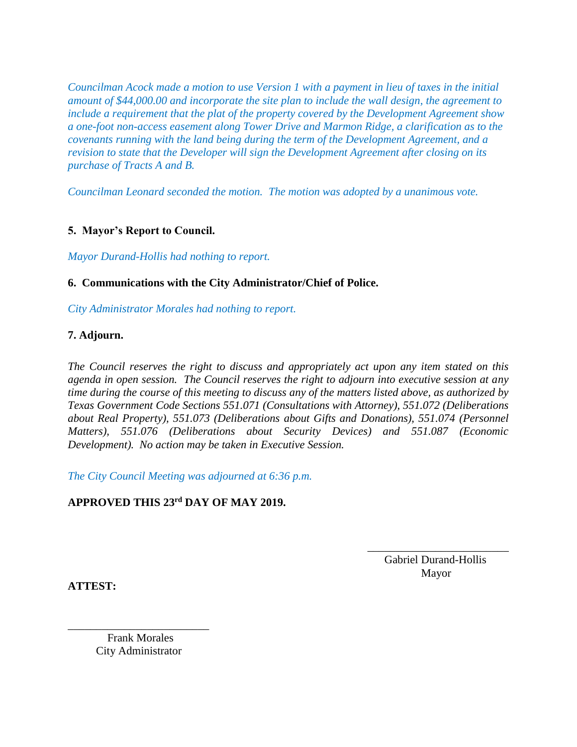*Councilman Acock made a motion to use Version 1 with a payment in lieu of taxes in the initial amount of $44,000.00 and incorporate the site plan to include the wall design, the agreement to include a requirement that the plat of the property covered by the Development Agreement show a one-foot non-access easement along Tower Drive and Marmon Ridge, a clarification as to the covenants running with the land being during the term of the Development Agreement, and a revision to state that the Developer will sign the Development Agreement after closing on its purchase of Tracts A and B.*

*Councilman Leonard seconded the motion. The motion was adopted by a unanimous vote.*

**5. Mayor's Report to Council.**

*Mayor Durand-Hollis had nothing to report.*

**6. Communications with the City Administrator/Chief of Police.**

*City Administrator Morales had nothing to report.*

**7. Adjourn.**

*The Council reserves the right to discuss and appropriately act upon any item stated on this agenda in open session. The Council reserves the right to adjourn into executive session at any time during the course of this meeting to discuss any of the matters listed above, as authorized by Texas Government Code Sections 551.071 (Consultations with Attorney), 551.072 (Deliberations about Real Property), 551.073 (Deliberations about Gifts and Donations), 551.074 (Personnel Matters), 551.076 (Deliberations about Security Devices) and 551.087 (Economic Development). No action may be taken in Executive Session.*

*The City Council Meeting was adjourned at 6:36 p.m.*

**APPROVED THIS 23rd DAY OF MAY 2019.**

\_\_\_\_\_\_\_\_\_\_\_\_\_\_\_\_\_\_\_\_\_\_\_\_\_\_

Gabriel Durand-Hollis
Mayor

**ATTEST:**

\_\_\_\_\_\_\_\_\_\_\_\_\_\_\_\_\_\_\_\_\_\_\_\_\_\_

Frank Morales
City Administrator